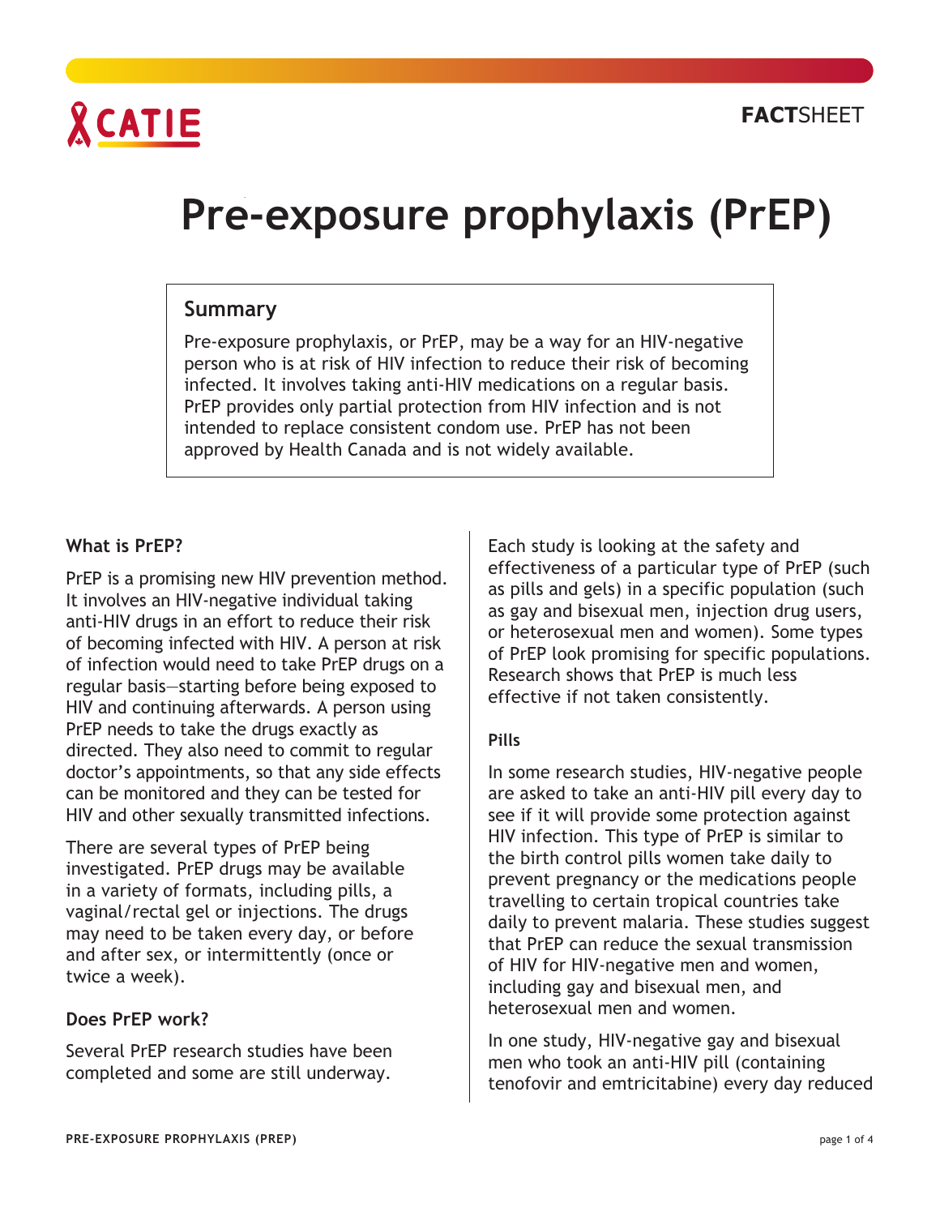CATIE

**FACT**SHEET

# Pre-exposure prophylaxis (PrEP)

## Summary

Pre-exposure prophylaxis, or PrEP, may be a way for an HIV-negative person who is at risk of HIV infection to reduce their risk of becoming infected. It involves taking anti-HIV medications on a regular basis. PrEP provides only partial protection from HIV infection and is not intended to replace consistent condom use. PrEP has not been approved by Health Canada and is not widely available.

### What is PrEP?

PrEP is a promising new HIV prevention method. It involves an HIV-negative individual taking anti-HIV drugs in an effort to reduce their risk of becoming infected with HIV. A person at risk of infection would need to take PrEP drugs on a regular basis—starting before being exposed to HIV and continuing afterwards. A person using PrEP needs to take the drugs exactly as directed. They also need to commit to regular doctor's appointments, so that any side effects can be monitored and they can be tested for HIV and other sexually transmitted infections.

There are several types of PrEP being investigated. PrEP drugs may be available in a variety of formats, including pills, a vaginal/rectal gel or injections. The drugs may need to be taken every day, or before and after sex, or intermittently (once or twice a week).

### Does PrEP work?

Several PrEP research studies have been completed and some are still underway. Each study is looking at the safety and effectiveness of a particular type of PrEP (such as pills and gels) in a specific population (such as gay and bisexual men, injection drug users, or heterosexual men and women). Some types of PrEP look promising for specific populations. Research shows that PrEP is much less effective if not taken consistently.

#### Pills

In some research studies, HIV-negative people are asked to take an anti-HIV pill every day to see if it will provide some protection against HIV infection. This type of PrEP is similar to the birth control pills women take daily to prevent pregnancy or the medications people travelling to certain tropical countries take daily to prevent malaria. These studies suggest that PrEP can reduce the sexual transmission of HIV for HIV-negative men and women, including gay and bisexual men, and heterosexual men and women.

In one study, HIV-negative gay and bisexual men who took an anti-HIV pill (containing tenofovir and emtricitabine) every day reduced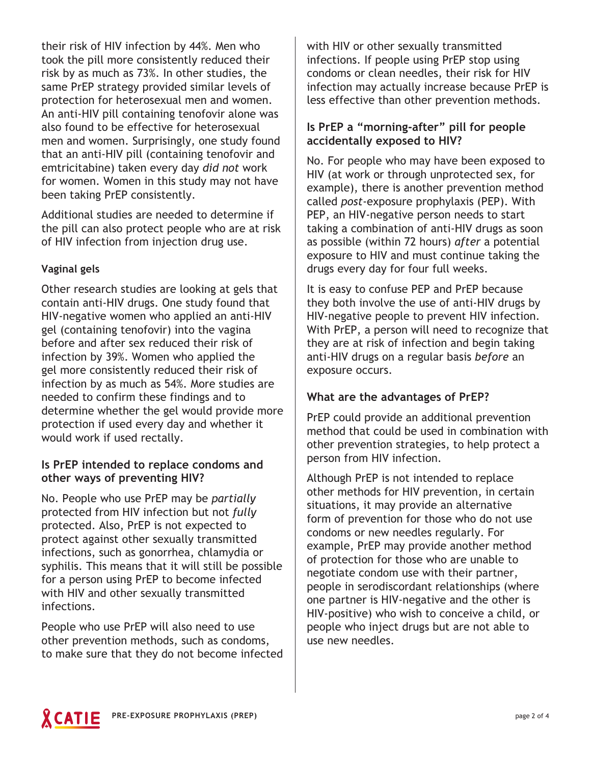their risk of HIV infection by 44%. Men who took the pill more consistently reduced their risk by as much as 73%. In other studies, the same PrEP strategy provided similar levels of protection for heterosexual men and women. An anti-HIV pill containing tenofovir alone was also found to be effective for heterosexual men and women. Surprisingly, one study found that an anti-HIV pill (containing tenofovir and emtricitabine) taken every day *did not* work for women. Women in this study may not have been taking PrEP consistently.

Additional studies are needed to determine if the pill can also protect people who are at risk of HIV infection from injection drug use.

#### Vaginal gels

Other research studies are looking at gels that contain anti-HIV drugs. One study found that HIV-negative women who applied an anti-HIV gel (containing tenofovir) into the vagina before and after sex reduced their risk of infection by 39%. Women who applied the gel more consistently reduced their risk of infection by as much as 54%. More studies are needed to confirm these findings and to determine whether the gel would provide more protection if used every day and whether it would work if used rectally.

### Is PrEP intended to replace condoms and other ways of preventing HIV?

No. People who use PrEP may be *partially* protected from HIV infection but not *fully* protected. Also, PrEP is not expected to protect against other sexually transmitted infections, such as gonorrhea, chlamydia or syphilis. This means that it will still be possible for a person using PrEP to become infected with HIV and other sexually transmitted infections.

People who use PrEP will also need to use other prevention methods, such as condoms, to make sure that they do not become infected with HIV or other sexually transmitted infections. If people using PrEP stop using condoms or clean needles, their risk for HIV infection may actually increase because PrEP is less effective than other prevention methods.

### Is PrEP a "morning-after" pill for people accidentally exposed to HIV?

No. For people who may have been exposed to HIV (at work or through unprotected sex, for example), there is another prevention method called *post*-exposure prophylaxis (PEP). With PEP, an HIV-negative person needs to start taking a combination of anti-HIV drugs as soon as possible (within 72 hours) *after* a potential exposure to HIV and must continue taking the drugs every day for four full weeks.

It is easy to confuse PEP and PrEP because they both involve the use of anti-HIV drugs by HIV-negative people to prevent HIV infection. With PrEP, a person will need to recognize that they are at risk of infection and begin taking anti-HIV drugs on a regular basis *before* an exposure occurs.

### What are the advantages of PrEP?

PrEP could provide an additional prevention method that could be used in combination with other prevention strategies, to help protect a person from HIV infection.

Although PrEP is not intended to replace other methods for HIV prevention, in certain situations, it may provide an alternative form of prevention for those who do not use condoms or new needles regularly. For example, PrEP may provide another method of protection for those who are unable to negotiate condom use with their partner, people in serodiscordant relationships (where one partner is HIV-negative and the other is HIV-positive) who wish to conceive a child, or people who inject drugs but are not able to use new needles.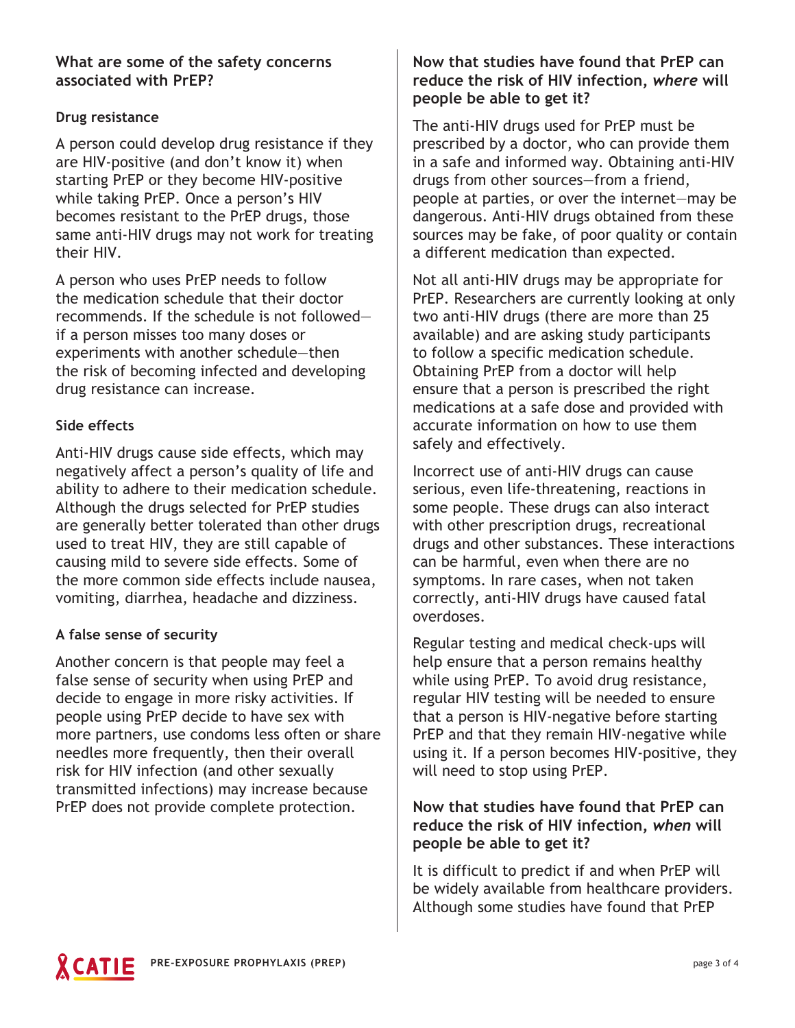## What are some of the safety concerns associated with PrEP?

### Drug resistance

A person could develop drug resistance if they are HIV-positive (and don't know it) when starting PrEP or they become HIV-positive while taking PrEP. Once a person's HIV becomes resistant to the PrEP drugs, those same anti-HIV drugs may not work for treating their HIV.

A person who uses PrEP needs to follow the medication schedule that their doctor recommends. If the schedule is not followed—if a person misses too many doses or experiments with another schedule—then the risk of becoming infected and developing drug resistance can increase.

### Side effects

Anti-HIV drugs cause side effects, which may negatively affect a person's quality of life and ability to adhere to their medication schedule. Although the drugs selected for PrEP studies are generally better tolerated than other drugs used to treat HIV, they are still capable of causing mild to severe side effects. Some of the more common side effects include nausea, vomiting, diarrhea, headache and dizziness.

### A false sense of security

Another concern is that people may feel a false sense of security when using PrEP and decide to engage in more risky activities. If people using PrEP decide to have sex with more partners, use condoms less often or share needles more frequently, then their overall risk for HIV infection (and other sexually transmitted infections) may increase because PrEP does not provide complete protection.

## Now that studies have found that PrEP can reduce the risk of HIV infection, *where* will people be able to get it?

The anti-HIV drugs used for PrEP must be prescribed by a doctor, who can provide them in a safe and informed way. Obtaining anti-HIV drugs from other sources—from a friend, people at parties, or over the internet—may be dangerous. Anti-HIV drugs obtained from these sources may be fake, of poor quality or contain a different medication than expected.

Not all anti-HIV drugs may be appropriate for PrEP. Researchers are currently looking at only two anti-HIV drugs (there are more than 25 available) and are asking study participants to follow a specific medication schedule. Obtaining PrEP from a doctor will help ensure that a person is prescribed the right medications at a safe dose and provided with accurate information on how to use them safely and effectively.

Incorrect use of anti-HIV drugs can cause serious, even life-threatening, reactions in some people. These drugs can also interact with other prescription drugs, recreational drugs and other substances. These interactions can be harmful, even when there are no symptoms. In rare cases, when not taken correctly, anti-HIV drugs have caused fatal overdoses.

Regular testing and medical check-ups will help ensure that a person remains healthy while using PrEP. To avoid drug resistance, regular HIV testing will be needed to ensure that a person is HIV-negative before starting PrEP and that they remain HIV-negative while using it. If a person becomes HIV-positive, they will need to stop using PrEP.

## Now that studies have found that PrEP can reduce the risk of HIV infection, *when* will people be able to get it?

It is difficult to predict if and when PrEP will be widely available from healthcare providers. Although some studies have found that PrEP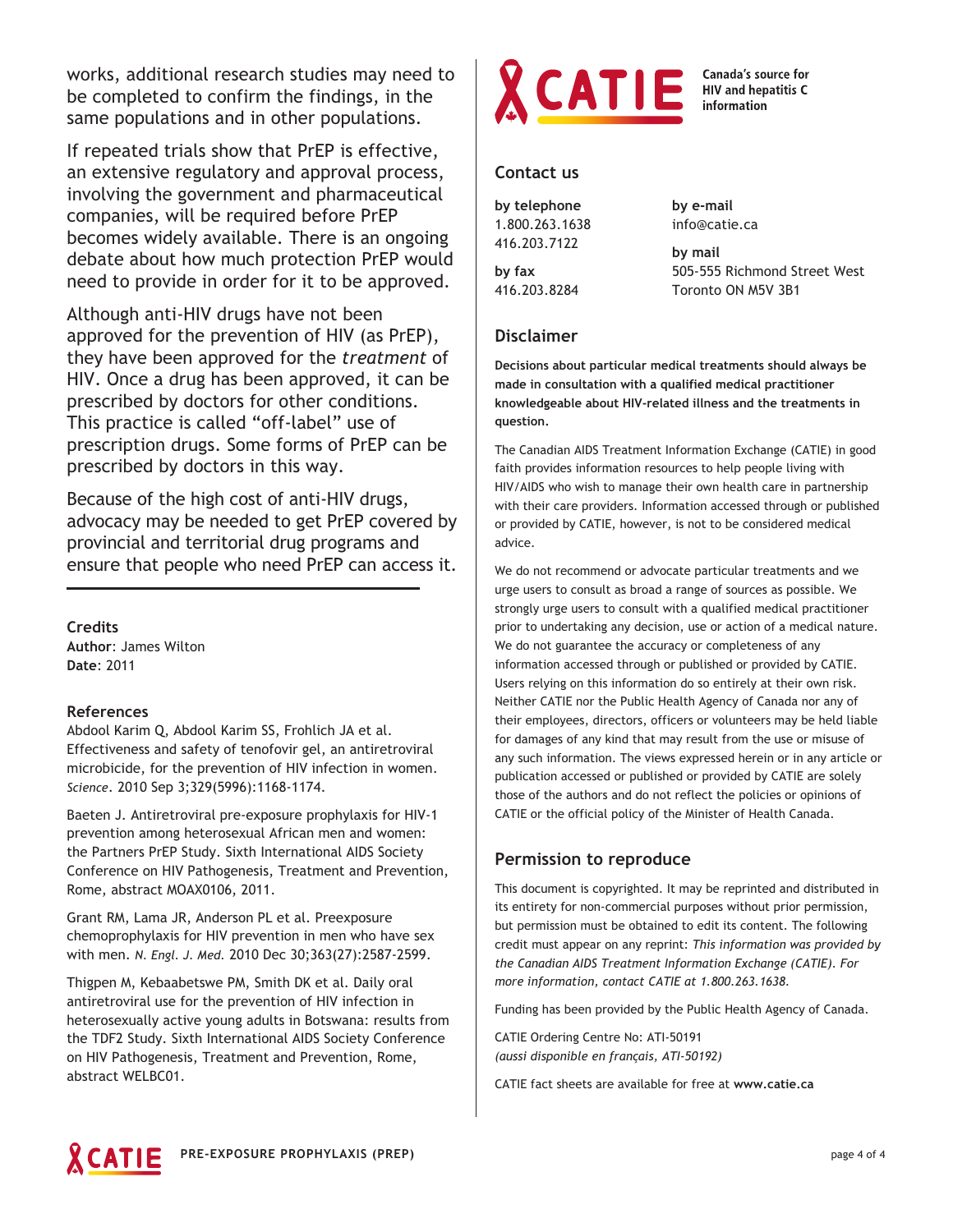works, additional research studies may need to be completed to confirm the findings, in the same populations and in other populations.

If repeated trials show that PrEP is effective, an extensive regulatory and approval process, involving the government and pharmaceutical companies, will be required before PrEP becomes widely available. There is an ongoing debate about how much protection PrEP would need to provide in order for it to be approved.

Although anti-HIV drugs have not been approved for the prevention of HIV (as PrEP), they have been approved for the *treatment* of HIV. Once a drug has been approved, it can be prescribed by doctors for other conditions. This practice is called "off-label" use of prescription drugs. Some forms of PrEP can be prescribed by doctors in this way.

Because of the high cost of anti-HIV drugs, advocacy may be needed to get PrEP covered by provincial and territorial drug programs and ensure that people who need PrEP can access it.

## Credits

**Author**: James Wilton
**Date**: 2011

## References

Abdool Karim Q, Abdool Karim SS, Frohlich JA et al. Effectiveness and safety of tenofovir gel, an antiretroviral microbicide, for the prevention of HIV infection in women. *Science*. 2010 Sep 3;329(5996):1168-1174.

Baeten J. Antiretroviral pre-exposure prophylaxis for HIV-1 prevention among heterosexual African men and women: the Partners PrEP Study. Sixth International AIDS Society Conference on HIV Pathogenesis, Treatment and Prevention, Rome, abstract MOAX0106, 2011.

Grant RM, Lama JR, Anderson PL et al. Preexposure chemoprophylaxis for HIV prevention in men who have sex with men. *N. Engl. J. Med.* 2010 Dec 30;363(27):2587-2599.

Thigpen M, Kebaabetswe PM, Smith DK et al. Daily oral antiretroviral use for the prevention of HIV infection in heterosexually active young adults in Botswana: results from the TDF2 Study. Sixth International AIDS Society Conference on HIV Pathogenesis, Treatment and Prevention, Rome, abstract WELBC01.

**CATIE** Canada's source for HIV and hepatitis C information

## Contact us

**by telephone**
1.800.263.1638
416.203.7122

**by fax**
416.203.8284

**by e-mail**
info@catie.ca

**by mail**
505-555 Richmond Street West
Toronto ON M5V 3B1

## Disclaimer

**Decisions about particular medical treatments should always be made in consultation with a qualified medical practitioner knowledgeable about HIV-related illness and the treatments in question.**

The Canadian AIDS Treatment Information Exchange (CATIE) in good faith provides information resources to help people living with HIV/AIDS who wish to manage their own health care in partnership with their care providers. Information accessed through or published or provided by CATIE, however, is not to be considered medical advice.

We do not recommend or advocate particular treatments and we urge users to consult as broad a range of sources as possible. We strongly urge users to consult with a qualified medical practitioner prior to undertaking any decision, use or action of a medical nature. We do not guarantee the accuracy or completeness of any information accessed through or published or provided by CATIE. Users relying on this information do so entirely at their own risk. Neither CATIE nor the Public Health Agency of Canada nor any of their employees, directors, officers or volunteers may be held liable for damages of any kind that may result from the use or misuse of any such information. The views expressed herein or in any article or publication accessed or published or provided by CATIE are solely those of the authors and do not reflect the policies or opinions of CATIE or the official policy of the Minister of Health Canada.

## Permission to reproduce

This document is copyrighted. It may be reprinted and distributed in its entirety for non-commercial purposes without prior permission, but permission must be obtained to edit its content. The following credit must appear on any reprint: *This information was provided by the Canadian AIDS Treatment Information Exchange (CATIE). For more information, contact CATIE at 1.800.263.1638.*

Funding has been provided by the Public Health Agency of Canada.

CATIE Ordering Centre No: ATI-50191
*(aussi disponible en français, ATI-50192)*

CATIE fact sheets are available for free at **www.catie.ca**